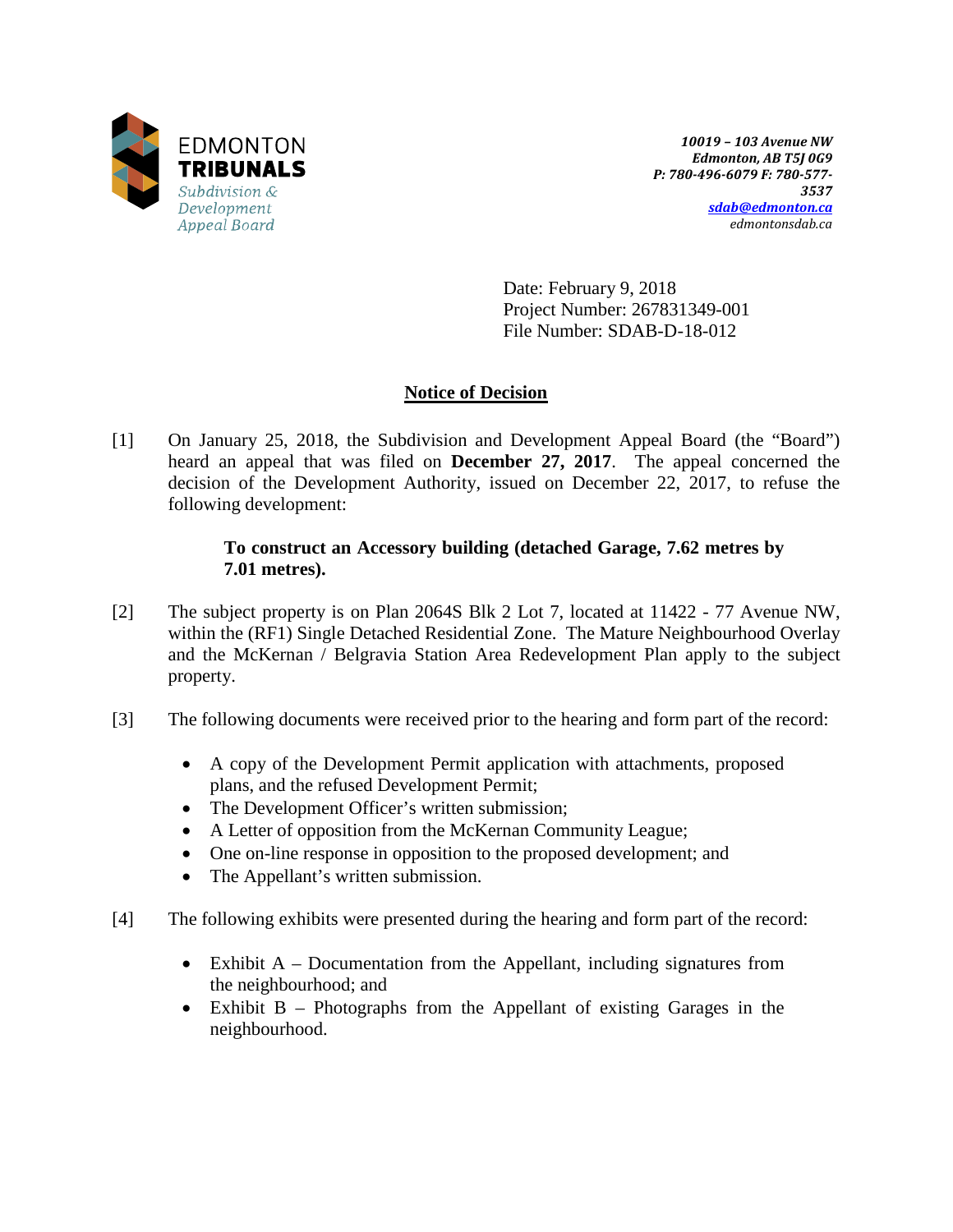EDMONTON **TRIBUNALS**
*Subdivision & Development Appeal Board*

***10019 – 103 Avenue NW***
***Edmonton, AB T5J 0G9***
***P: 780-496-6079 F: 780-577-3537***
***sdab@edmonton.ca***
*edmontonsdab.ca*

Date: February 9, 2018
Project Number: 267831349-001
File Number: SDAB-D-18-012

## Notice of Decision

[1] On January 25, 2018, the Subdivision and Development Appeal Board (the "Board") heard an appeal that was filed on **December 27, 2017**. The appeal concerned the decision of the Development Authority, issued on December 22, 2017, to refuse the following development:

> **To construct an Accessory building (detached Garage, 7.62 metres by 7.01 metres).**

[2] The subject property is on Plan 2064S Blk 2 Lot 7, located at 11422 - 77 Avenue NW, within the (RF1) Single Detached Residential Zone. The Mature Neighbourhood Overlay and the McKernan / Belgravia Station Area Redevelopment Plan apply to the subject property.

[3] The following documents were received prior to the hearing and form part of the record:

- A copy of the Development Permit application with attachments, proposed plans, and the refused Development Permit;
- The Development Officer's written submission;
- A Letter of opposition from the McKernan Community League;
- One on-line response in opposition to the proposed development; and
- The Appellant's written submission.

[4] The following exhibits were presented during the hearing and form part of the record:

- Exhibit A – Documentation from the Appellant, including signatures from the neighbourhood; and
- Exhibit B – Photographs from the Appellant of existing Garages in the neighbourhood.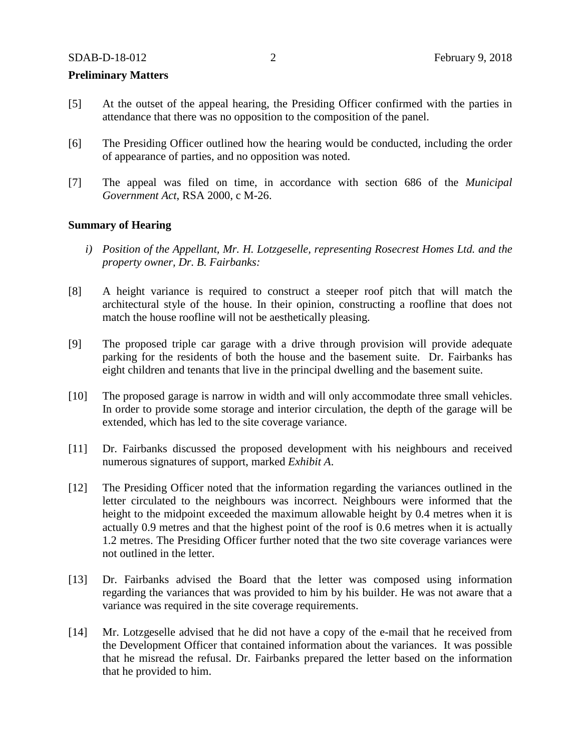**Preliminary Matters**

[5] At the outset of the appeal hearing, the Presiding Officer confirmed with the parties in attendance that there was no opposition to the composition of the panel.

[6] The Presiding Officer outlined how the hearing would be conducted, including the order of appearance of parties, and no opposition was noted.

[7] The appeal was filed on time, in accordance with section 686 of the *Municipal Government Act*, RSA 2000, c M-26.

**Summary of Hearing**

*i) Position of the Appellant, Mr. H. Lotzgeselle, representing Rosecrest Homes Ltd. and the property owner, Dr. B. Fairbanks:*

[8] A height variance is required to construct a steeper roof pitch that will match the architectural style of the house. In their opinion, constructing a roofline that does not match the house roofline will not be aesthetically pleasing.

[9] The proposed triple car garage with a drive through provision will provide adequate parking for the residents of both the house and the basement suite. Dr. Fairbanks has eight children and tenants that live in the principal dwelling and the basement suite.

[10] The proposed garage is narrow in width and will only accommodate three small vehicles. In order to provide some storage and interior circulation, the depth of the garage will be extended, which has led to the site coverage variance.

[11] Dr. Fairbanks discussed the proposed development with his neighbours and received numerous signatures of support, marked *Exhibit A*.

[12] The Presiding Officer noted that the information regarding the variances outlined in the letter circulated to the neighbours was incorrect. Neighbours were informed that the height to the midpoint exceeded the maximum allowable height by 0.4 metres when it is actually 0.9 metres and that the highest point of the roof is 0.6 metres when it is actually 1.2 metres. The Presiding Officer further noted that the two site coverage variances were not outlined in the letter.

[13] Dr. Fairbanks advised the Board that the letter was composed using information regarding the variances that was provided to him by his builder. He was not aware that a variance was required in the site coverage requirements.

[14] Mr. Lotzgeselle advised that he did not have a copy of the e-mail that he received from the Development Officer that contained information about the variances. It was possible that he misread the refusal. Dr. Fairbanks prepared the letter based on the information that he provided to him.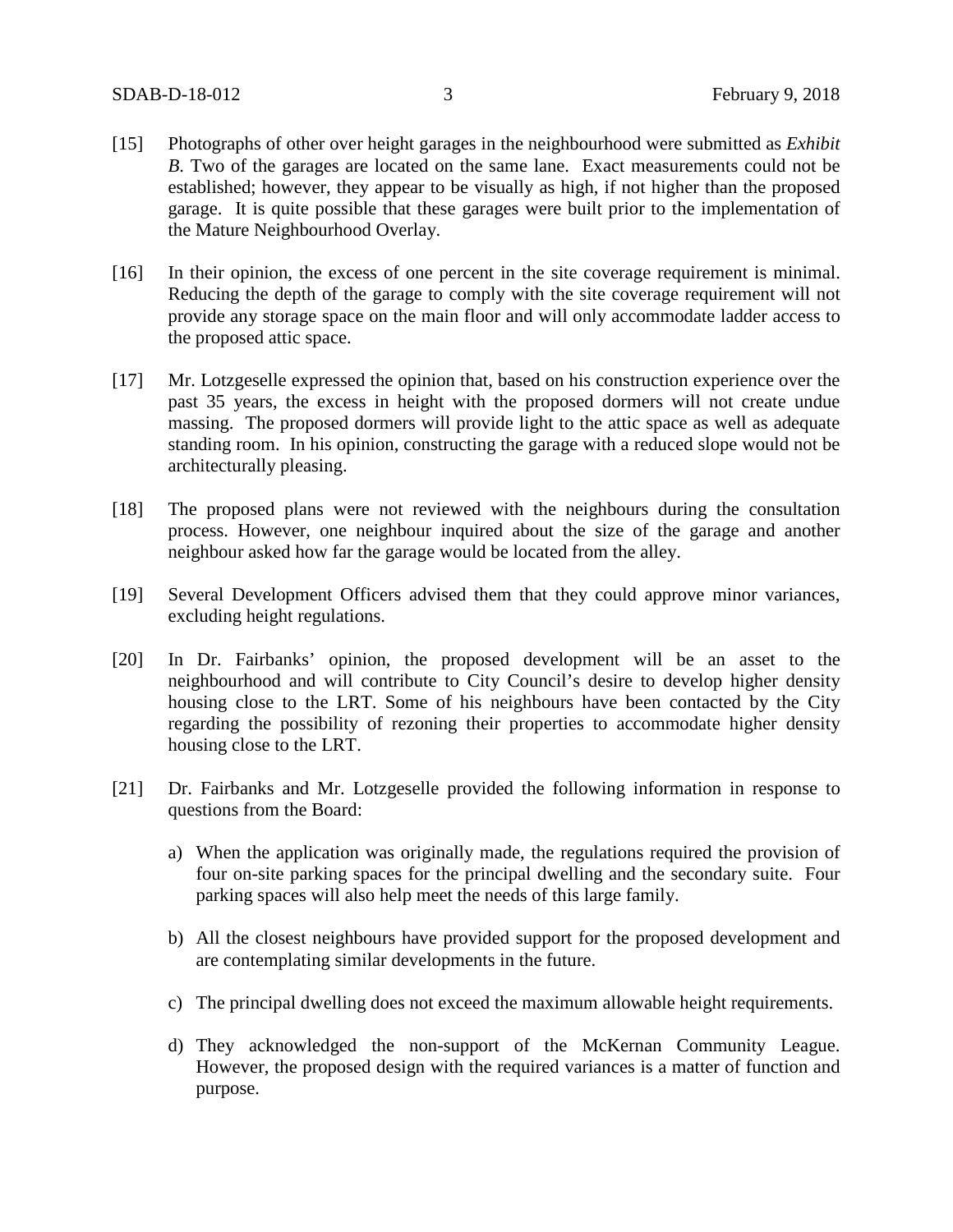[15] Photographs of other over height garages in the neighbourhood were submitted as *Exhibit B.* Two of the garages are located on the same lane. Exact measurements could not be established; however, they appear to be visually as high, if not higher than the proposed garage. It is quite possible that these garages were built prior to the implementation of the Mature Neighbourhood Overlay.

[16] In their opinion, the excess of one percent in the site coverage requirement is minimal. Reducing the depth of the garage to comply with the site coverage requirement will not provide any storage space on the main floor and will only accommodate ladder access to the proposed attic space.

[17] Mr. Lotzgeselle expressed the opinion that, based on his construction experience over the past 35 years, the excess in height with the proposed dormers will not create undue massing. The proposed dormers will provide light to the attic space as well as adequate standing room. In his opinion, constructing the garage with a reduced slope would not be architecturally pleasing.

[18] The proposed plans were not reviewed with the neighbours during the consultation process. However, one neighbour inquired about the size of the garage and another neighbour asked how far the garage would be located from the alley.

[19] Several Development Officers advised them that they could approve minor variances, excluding height regulations.

[20] In Dr. Fairbanks' opinion, the proposed development will be an asset to the neighbourhood and will contribute to City Council's desire to develop higher density housing close to the LRT. Some of his neighbours have been contacted by the City regarding the possibility of rezoning their properties to accommodate higher density housing close to the LRT.

[21] Dr. Fairbanks and Mr. Lotzgeselle provided the following information in response to questions from the Board:

a) When the application was originally made, the regulations required the provision of four on-site parking spaces for the principal dwelling and the secondary suite. Four parking spaces will also help meet the needs of this large family.

b) All the closest neighbours have provided support for the proposed development and are contemplating similar developments in the future.

c) The principal dwelling does not exceed the maximum allowable height requirements.

d) They acknowledged the non-support of the McKernan Community League. However, the proposed design with the required variances is a matter of function and purpose.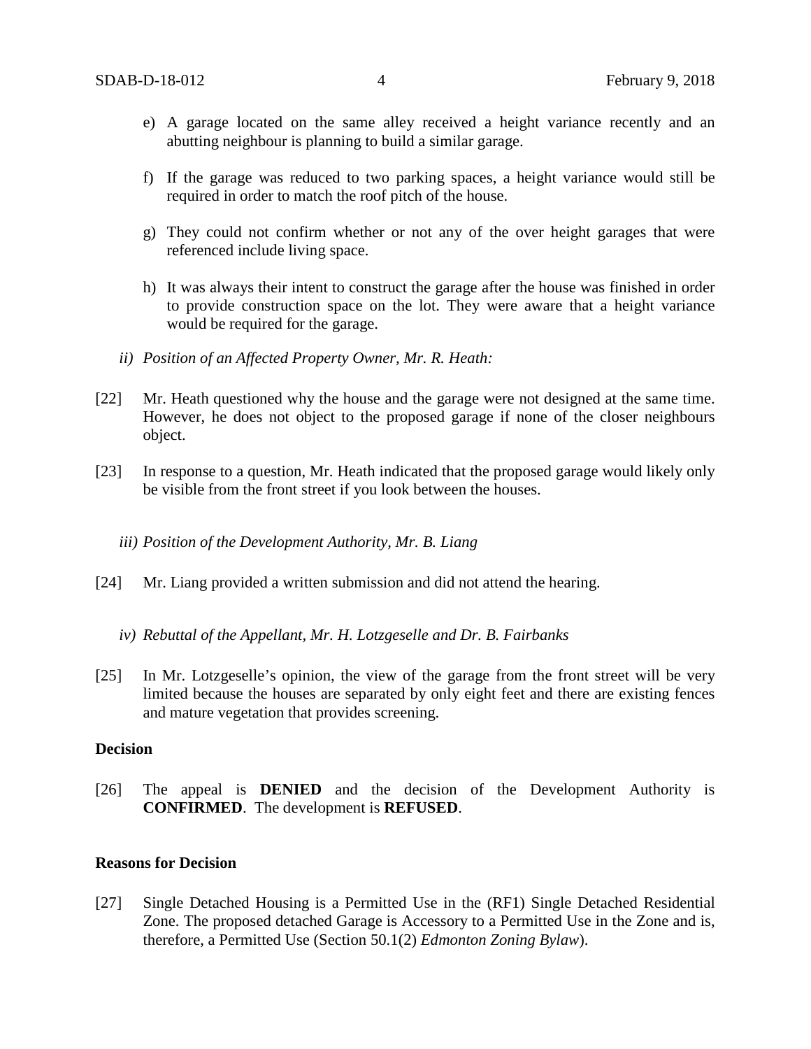e) A garage located on the same alley received a height variance recently and an abutting neighbour is planning to build a similar garage.

f) If the garage was reduced to two parking spaces, a height variance would still be required in order to match the roof pitch of the house.

g) They could not confirm whether or not any of the over height garages that were referenced include living space.

h) It was always their intent to construct the garage after the house was finished in order to provide construction space on the lot. They were aware that a height variance would be required for the garage.

*ii) Position of an Affected Property Owner, Mr. R. Heath:*

[22] Mr. Heath questioned why the house and the garage were not designed at the same time. However, he does not object to the proposed garage if none of the closer neighbours object.

[23] In response to a question, Mr. Heath indicated that the proposed garage would likely only be visible from the front street if you look between the houses.

*iii) Position of the Development Authority, Mr. B. Liang*

[24] Mr. Liang provided a written submission and did not attend the hearing.

*iv) Rebuttal of the Appellant, Mr. H. Lotzgeselle and Dr. B. Fairbanks*

[25] In Mr. Lotzgeselle's opinion, the view of the garage from the front street will be very limited because the houses are separated by only eight feet and there are existing fences and mature vegetation that provides screening.

**Decision**

[26] The appeal is **DENIED** and the decision of the Development Authority is **CONFIRMED**. The development is **REFUSED**.

**Reasons for Decision**

[27] Single Detached Housing is a Permitted Use in the (RF1) Single Detached Residential Zone. The proposed detached Garage is Accessory to a Permitted Use in the Zone and is, therefore, a Permitted Use (Section 50.1(2) *Edmonton Zoning Bylaw*).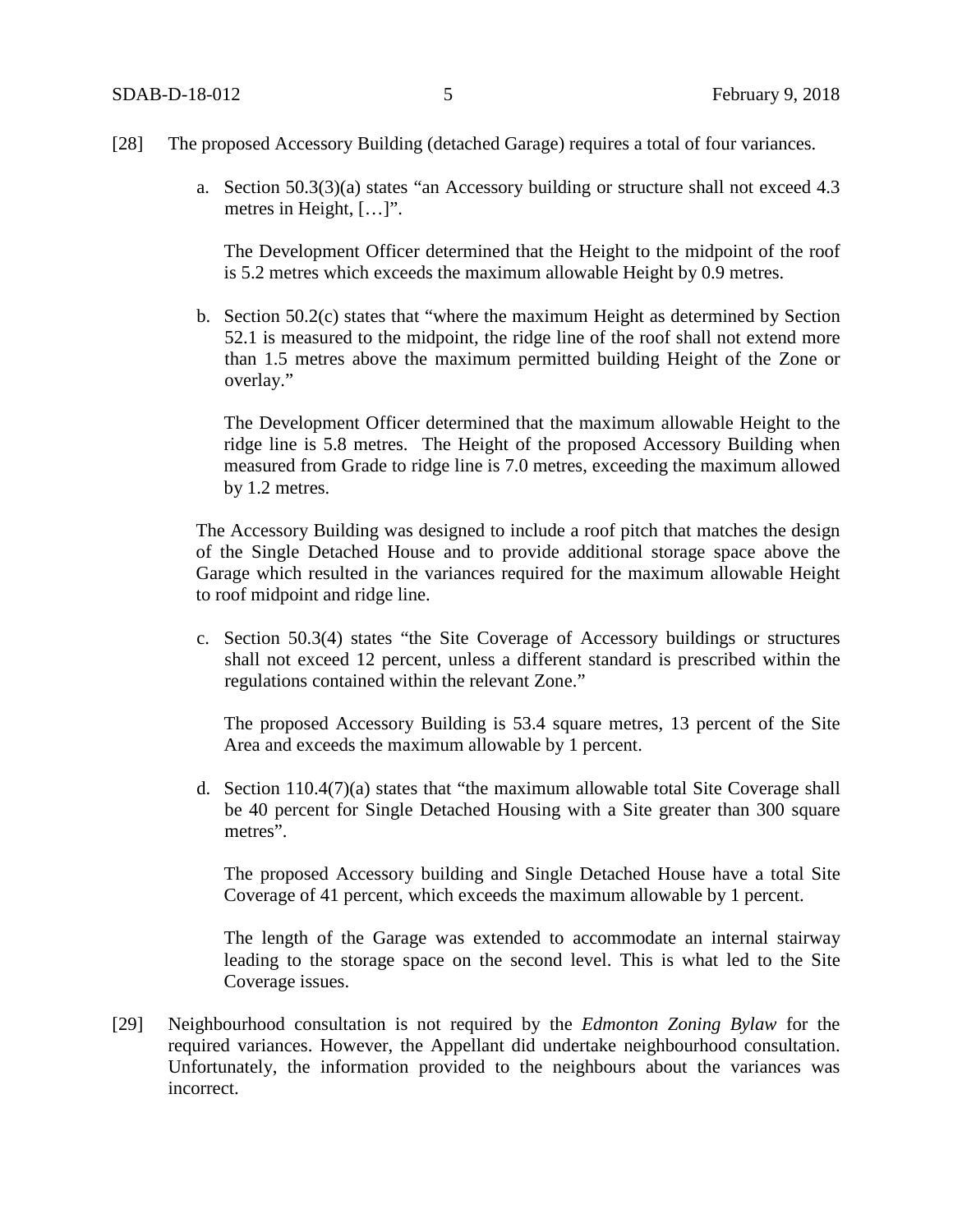[28] The proposed Accessory Building (detached Garage) requires a total of four variances.

a. Section 50.3(3)(a) states "an Accessory building or structure shall not exceed 4.3 metres in Height, […]".

   The Development Officer determined that the Height to the midpoint of the roof is 5.2 metres which exceeds the maximum allowable Height by 0.9 metres.

b. Section 50.2(c) states that "where the maximum Height as determined by Section 52.1 is measured to the midpoint, the ridge line of the roof shall not extend more than 1.5 metres above the maximum permitted building Height of the Zone or overlay."

   The Development Officer determined that the maximum allowable Height to the ridge line is 5.8 metres. The Height of the proposed Accessory Building when measured from Grade to ridge line is 7.0 metres, exceeding the maximum allowed by 1.2 metres.

The Accessory Building was designed to include a roof pitch that matches the design of the Single Detached House and to provide additional storage space above the Garage which resulted in the variances required for the maximum allowable Height to roof midpoint and ridge line.

c. Section 50.3(4) states "the Site Coverage of Accessory buildings or structures shall not exceed 12 percent, unless a different standard is prescribed within the regulations contained within the relevant Zone."

   The proposed Accessory Building is 53.4 square metres, 13 percent of the Site Area and exceeds the maximum allowable by 1 percent.

d. Section 110.4(7)(a) states that "the maximum allowable total Site Coverage shall be 40 percent for Single Detached Housing with a Site greater than 300 square metres".

   The proposed Accessory building and Single Detached House have a total Site Coverage of 41 percent, which exceeds the maximum allowable by 1 percent.

   The length of the Garage was extended to accommodate an internal stairway leading to the storage space on the second level. This is what led to the Site Coverage issues.

[29] Neighbourhood consultation is not required by the *Edmonton Zoning Bylaw* for the required variances. However, the Appellant did undertake neighbourhood consultation. Unfortunately, the information provided to the neighbours about the variances was incorrect.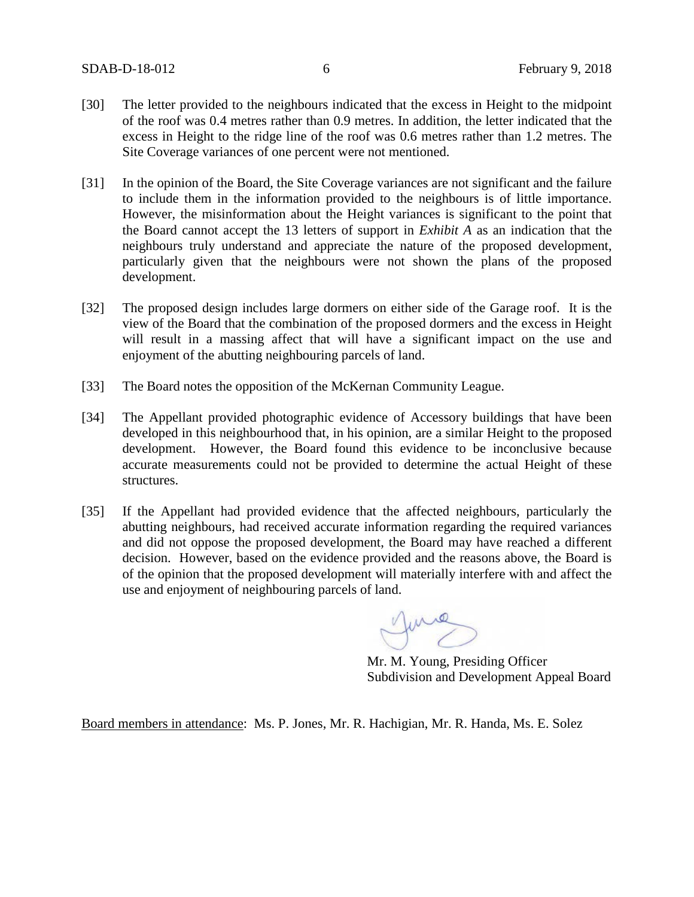[30] The letter provided to the neighbours indicated that the excess in Height to the midpoint of the roof was 0.4 metres rather than 0.9 metres. In addition, the letter indicated that the excess in Height to the ridge line of the roof was 0.6 metres rather than 1.2 metres. The Site Coverage variances of one percent were not mentioned.

[31] In the opinion of the Board, the Site Coverage variances are not significant and the failure to include them in the information provided to the neighbours is of little importance. However, the misinformation about the Height variances is significant to the point that the Board cannot accept the 13 letters of support in *Exhibit A* as an indication that the neighbours truly understand and appreciate the nature of the proposed development, particularly given that the neighbours were not shown the plans of the proposed development.

[32] The proposed design includes large dormers on either side of the Garage roof. It is the view of the Board that the combination of the proposed dormers and the excess in Height will result in a massing affect that will have a significant impact on the use and enjoyment of the abutting neighbouring parcels of land.

[33] The Board notes the opposition of the McKernan Community League.

[34] The Appellant provided photographic evidence of Accessory buildings that have been developed in this neighbourhood that, in his opinion, are a similar Height to the proposed development. However, the Board found this evidence to be inconclusive because accurate measurements could not be provided to determine the actual Height of these structures.

[35] If the Appellant had provided evidence that the affected neighbours, particularly the abutting neighbours, had received accurate information regarding the required variances and did not oppose the proposed development, the Board may have reached a different decision. However, based on the evidence provided and the reasons above, the Board is of the opinion that the proposed development will materially interfere with and affect the use and enjoyment of neighbouring parcels of land.

Mr. M. Young, Presiding Officer
Subdivision and Development Appeal Board

Board members in attendance: Ms. P. Jones, Mr. R. Hachigian, Mr. R. Handa, Ms. E. Solez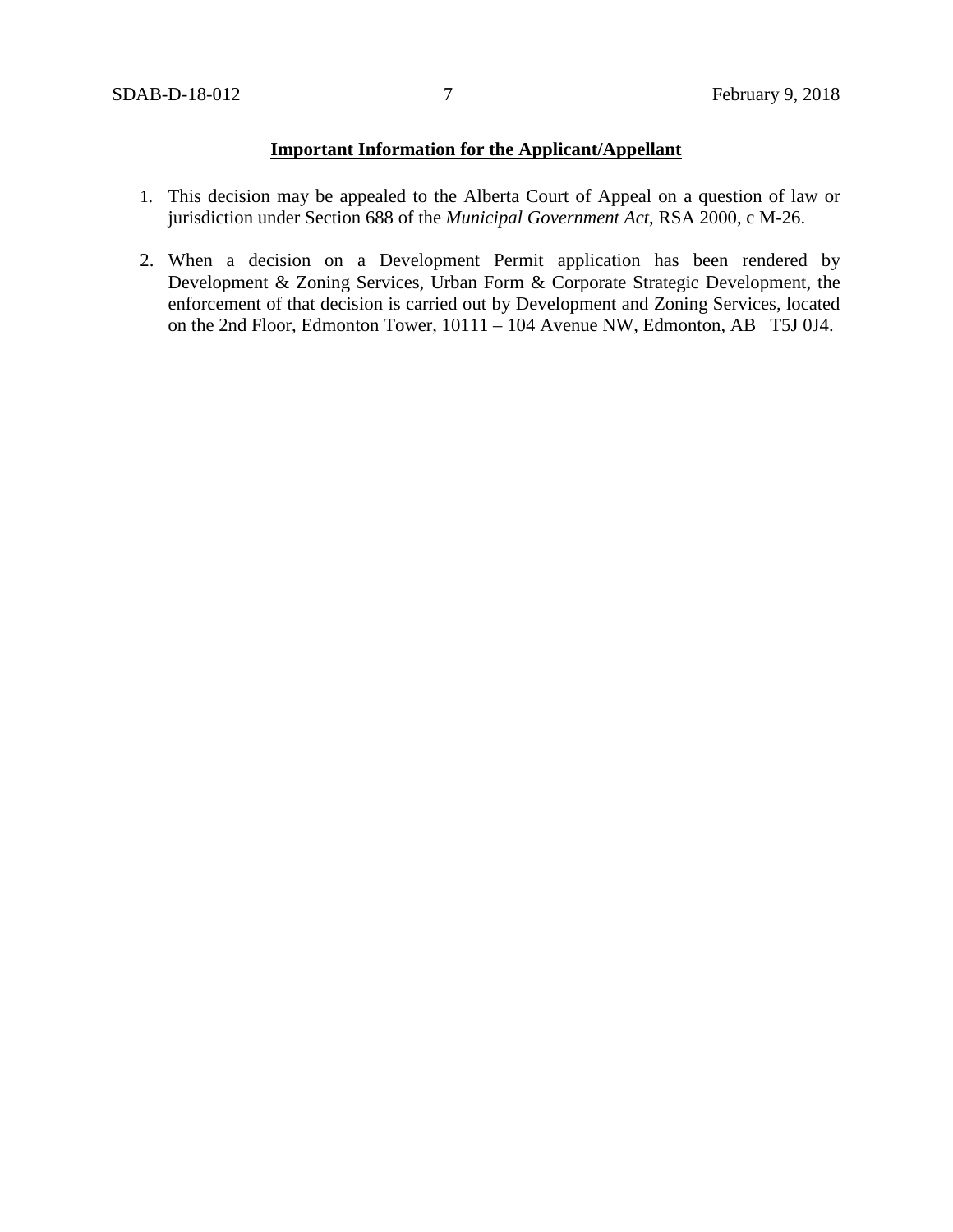**Important Information for the Applicant/Appellant**

1. This decision may be appealed to the Alberta Court of Appeal on a question of law or jurisdiction under Section 688 of the *Municipal Government Act*, RSA 2000, c M-26.

2. When a decision on a Development Permit application has been rendered by Development & Zoning Services, Urban Form & Corporate Strategic Development, the enforcement of that decision is carried out by Development and Zoning Services, located on the 2nd Floor, Edmonton Tower, 10111 – 104 Avenue NW, Edmonton, AB T5J 0J4.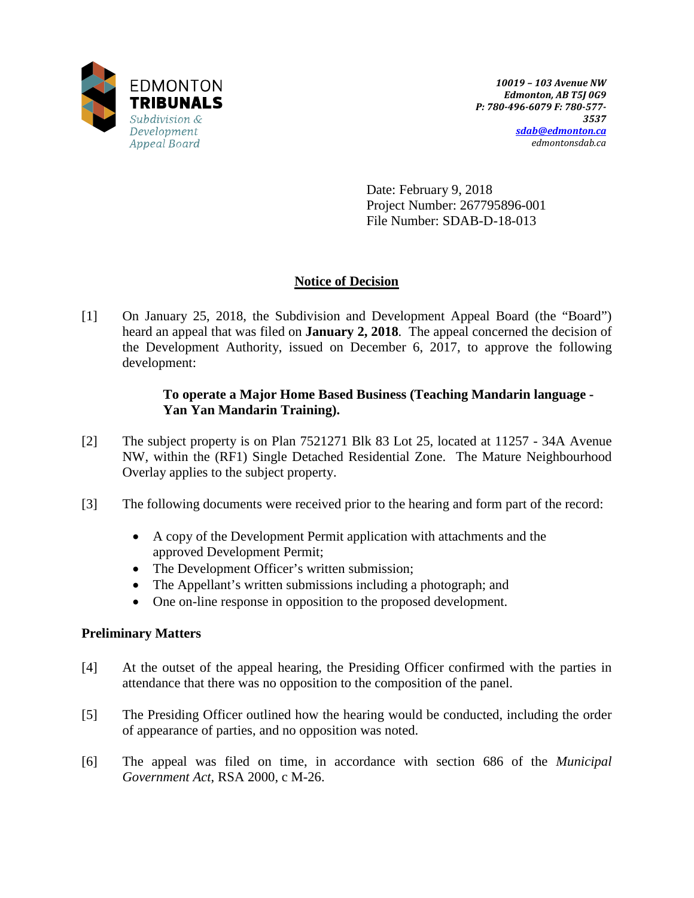EDMONTON **TRIBUNALS**

*Subdivision & Development Appeal Board*

***10019 – 103 Avenue NW***
***Edmonton, AB T5J 0G9***
***P: 780-496-6079 F: 780-577-3537***
***sdab@edmonton.ca***
*edmontonsdab.ca*

Date: February 9, 2018
Project Number: 267795896-001
File Number: SDAB-D-18-013

## Notice of Decision

[1] On January 25, 2018, the Subdivision and Development Appeal Board (the "Board") heard an appeal that was filed on **January 2, 2018**. The appeal concerned the decision of the Development Authority, issued on December 6, 2017, to approve the following development:

> **To operate a Major Home Based Business (Teaching Mandarin language - Yan Yan Mandarin Training).**

[2] The subject property is on Plan 7521271 Blk 83 Lot 25, located at 11257 - 34A Avenue NW, within the (RF1) Single Detached Residential Zone. The Mature Neighbourhood Overlay applies to the subject property.

[3] The following documents were received prior to the hearing and form part of the record:

- A copy of the Development Permit application with attachments and the approved Development Permit;
- The Development Officer's written submission;
- The Appellant's written submissions including a photograph; and
- One on-line response in opposition to the proposed development.

### Preliminary Matters

[4] At the outset of the appeal hearing, the Presiding Officer confirmed with the parties in attendance that there was no opposition to the composition of the panel.

[5] The Presiding Officer outlined how the hearing would be conducted, including the order of appearance of parties, and no opposition was noted.

[6] The appeal was filed on time, in accordance with section 686 of the *Municipal Government Act*, RSA 2000, c M-26.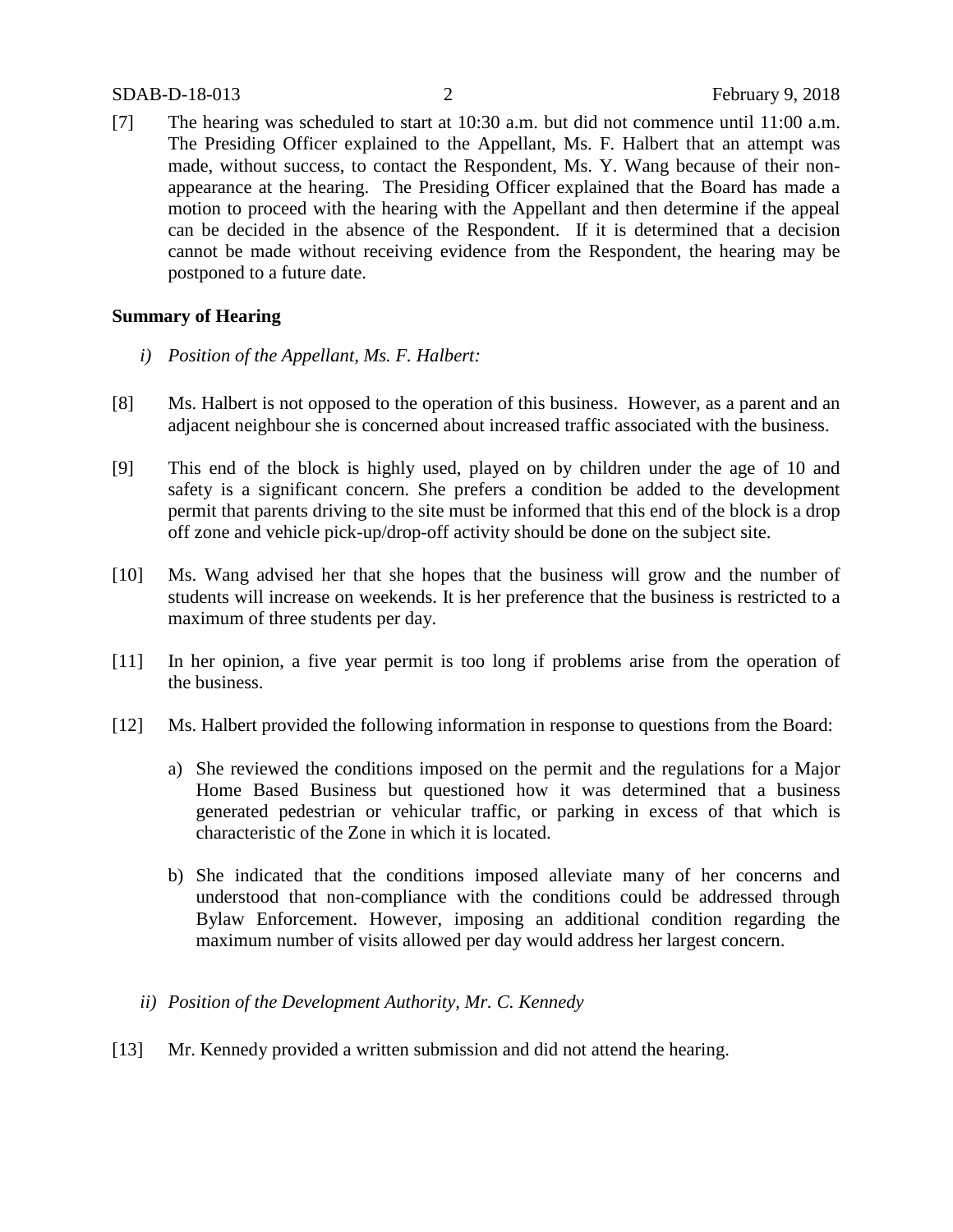[7] The hearing was scheduled to start at 10:30 a.m. but did not commence until 11:00 a.m. The Presiding Officer explained to the Appellant, Ms. F. Halbert that an attempt was made, without success, to contact the Respondent, Ms. Y. Wang because of their non-appearance at the hearing. The Presiding Officer explained that the Board has made a motion to proceed with the hearing with the Appellant and then determine if the appeal can be decided in the absence of the Respondent. If it is determined that a decision cannot be made without receiving evidence from the Respondent, the hearing may be postponed to a future date.

**Summary of Hearing**

*i) Position of the Appellant, Ms. F. Halbert:*

[8] Ms. Halbert is not opposed to the operation of this business. However, as a parent and an adjacent neighbour she is concerned about increased traffic associated with the business.

[9] This end of the block is highly used, played on by children under the age of 10 and safety is a significant concern. She prefers a condition be added to the development permit that parents driving to the site must be informed that this end of the block is a drop off zone and vehicle pick-up/drop-off activity should be done on the subject site.

[10] Ms. Wang advised her that she hopes that the business will grow and the number of students will increase on weekends. It is her preference that the business is restricted to a maximum of three students per day.

[11] In her opinion, a five year permit is too long if problems arise from the operation of the business.

[12] Ms. Halbert provided the following information in response to questions from the Board:

a) She reviewed the conditions imposed on the permit and the regulations for a Major Home Based Business but questioned how it was determined that a business generated pedestrian or vehicular traffic, or parking in excess of that which is characteristic of the Zone in which it is located.

b) She indicated that the conditions imposed alleviate many of her concerns and understood that non-compliance with the conditions could be addressed through Bylaw Enforcement. However, imposing an additional condition regarding the maximum number of visits allowed per day would address her largest concern.

*ii) Position of the Development Authority, Mr. C. Kennedy*

[13] Mr. Kennedy provided a written submission and did not attend the hearing.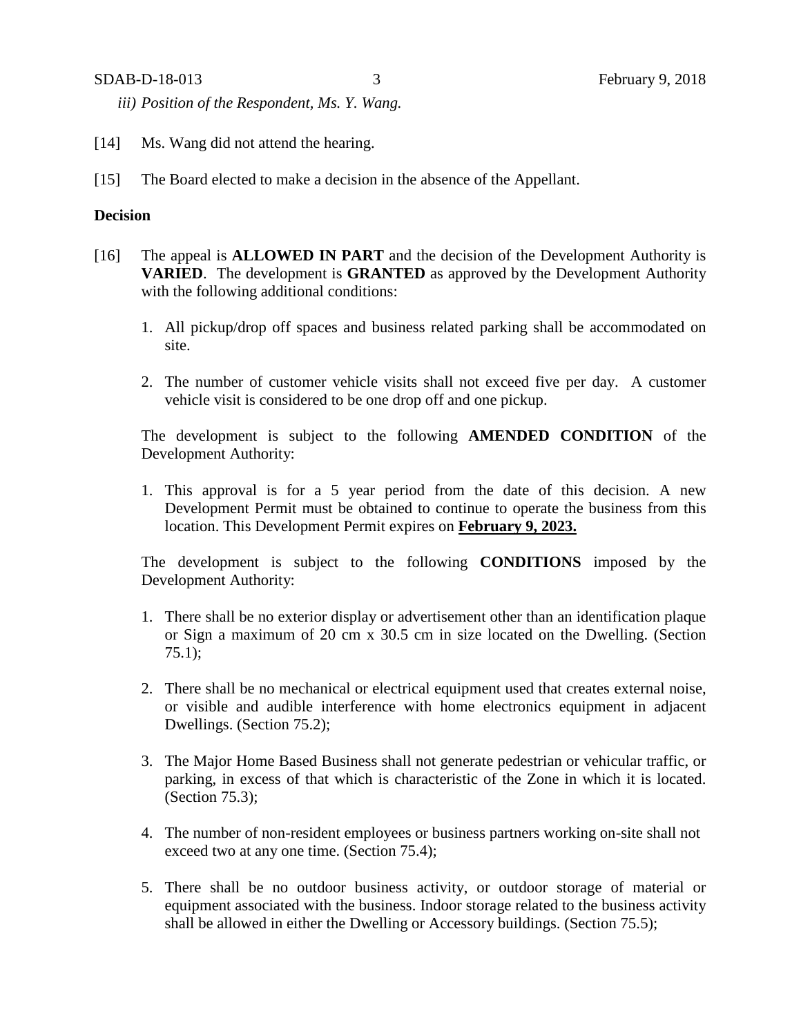*iii) Position of the Respondent, Ms. Y. Wang.*

[14] Ms. Wang did not attend the hearing.

[15] The Board elected to make a decision in the absence of the Appellant.

**Decision**

[16] The appeal is **ALLOWED IN PART** and the decision of the Development Authority is **VARIED**. The development is **GRANTED** as approved by the Development Authority with the following additional conditions:

1. All pickup/drop off spaces and business related parking shall be accommodated on site.

2. The number of customer vehicle visits shall not exceed five per day. A customer vehicle visit is considered to be one drop off and one pickup.

The development is subject to the following **AMENDED CONDITION** of the Development Authority:

1. This approval is for a 5 year period from the date of this decision. A new Development Permit must be obtained to continue to operate the business from this location. This Development Permit expires on **February 9, 2023.**

The development is subject to the following **CONDITIONS** imposed by the Development Authority:

1. There shall be no exterior display or advertisement other than an identification plaque or Sign a maximum of 20 cm x 30.5 cm in size located on the Dwelling. (Section 75.1);

2. There shall be no mechanical or electrical equipment used that creates external noise, or visible and audible interference with home electronics equipment in adjacent Dwellings. (Section 75.2);

3. The Major Home Based Business shall not generate pedestrian or vehicular traffic, or parking, in excess of that which is characteristic of the Zone in which it is located. (Section 75.3);

4. The number of non-resident employees or business partners working on-site shall not exceed two at any one time. (Section 75.4);

5. There shall be no outdoor business activity, or outdoor storage of material or equipment associated with the business. Indoor storage related to the business activity shall be allowed in either the Dwelling or Accessory buildings. (Section 75.5);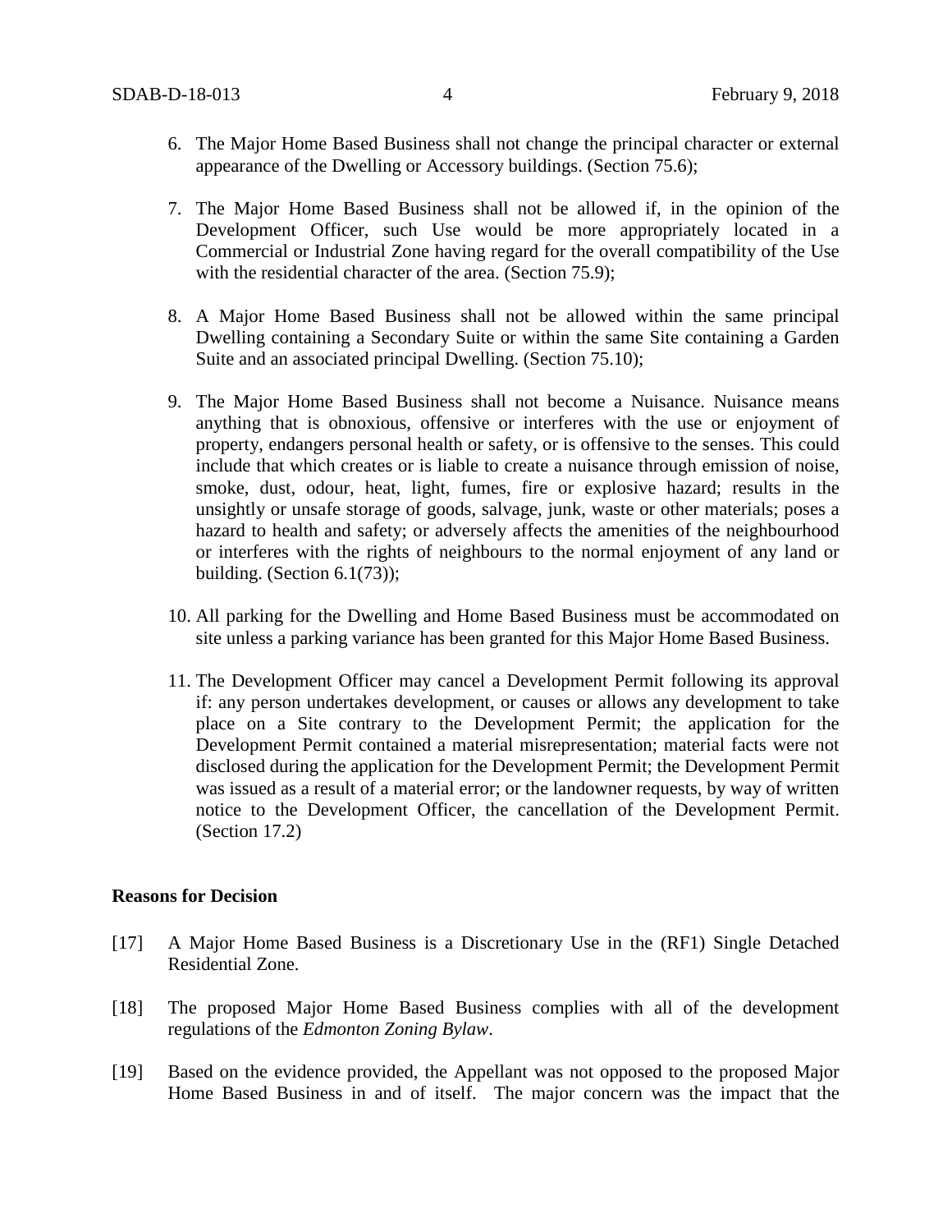6. The Major Home Based Business shall not change the principal character or external appearance of the Dwelling or Accessory buildings. (Section 75.6);

7. The Major Home Based Business shall not be allowed if, in the opinion of the Development Officer, such Use would be more appropriately located in a Commercial or Industrial Zone having regard for the overall compatibility of the Use with the residential character of the area. (Section 75.9);

8. A Major Home Based Business shall not be allowed within the same principal Dwelling containing a Secondary Suite or within the same Site containing a Garden Suite and an associated principal Dwelling. (Section 75.10);

9. The Major Home Based Business shall not become a Nuisance. Nuisance means anything that is obnoxious, offensive or interferes with the use or enjoyment of property, endangers personal health or safety, or is offensive to the senses. This could include that which creates or is liable to create a nuisance through emission of noise, smoke, dust, odour, heat, light, fumes, fire or explosive hazard; results in the unsightly or unsafe storage of goods, salvage, junk, waste or other materials; poses a hazard to health and safety; or adversely affects the amenities of the neighbourhood or interferes with the rights of neighbours to the normal enjoyment of any land or building. (Section 6.1(73));

10. All parking for the Dwelling and Home Based Business must be accommodated on site unless a parking variance has been granted for this Major Home Based Business.

11. The Development Officer may cancel a Development Permit following its approval if: any person undertakes development, or causes or allows any development to take place on a Site contrary to the Development Permit; the application for the Development Permit contained a material misrepresentation; material facts were not disclosed during the application for the Development Permit; the Development Permit was issued as a result of a material error; or the landowner requests, by way of written notice to the Development Officer, the cancellation of the Development Permit. (Section 17.2)

**Reasons for Decision**

[17] A Major Home Based Business is a Discretionary Use in the (RF1) Single Detached Residential Zone.

[18] The proposed Major Home Based Business complies with all of the development regulations of the *Edmonton Zoning Bylaw*.

[19] Based on the evidence provided, the Appellant was not opposed to the proposed Major Home Based Business in and of itself. The major concern was the impact that the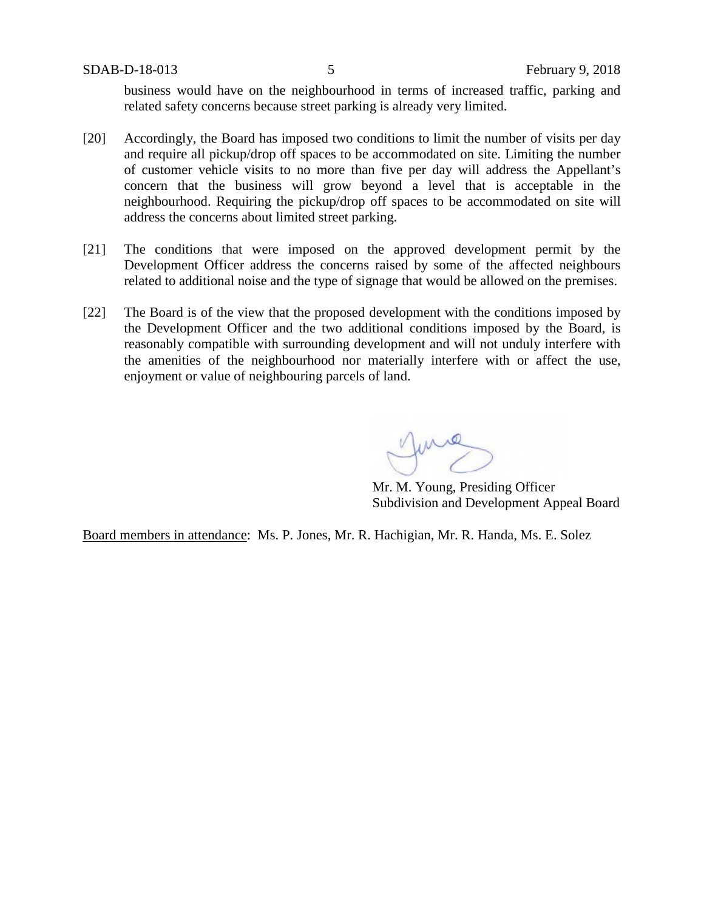business would have on the neighbourhood in terms of increased traffic, parking and related safety concerns because street parking is already very limited.

[20] Accordingly, the Board has imposed two conditions to limit the number of visits per day and require all pickup/drop off spaces to be accommodated on site. Limiting the number of customer vehicle visits to no more than five per day will address the Appellant's concern that the business will grow beyond a level that is acceptable in the neighbourhood. Requiring the pickup/drop off spaces to be accommodated on site will address the concerns about limited street parking.

[21] The conditions that were imposed on the approved development permit by the Development Officer address the concerns raised by some of the affected neighbours related to additional noise and the type of signage that would be allowed on the premises.

[22] The Board is of the view that the proposed development with the conditions imposed by the Development Officer and the two additional conditions imposed by the Board, is reasonably compatible with surrounding development and will not unduly interfere with the amenities of the neighbourhood nor materially interfere with or affect the use, enjoyment or value of neighbouring parcels of land.

Mr. M. Young, Presiding Officer
Subdivision and Development Appeal Board

Board members in attendance: Ms. P. Jones, Mr. R. Hachigian, Mr. R. Handa, Ms. E. Solez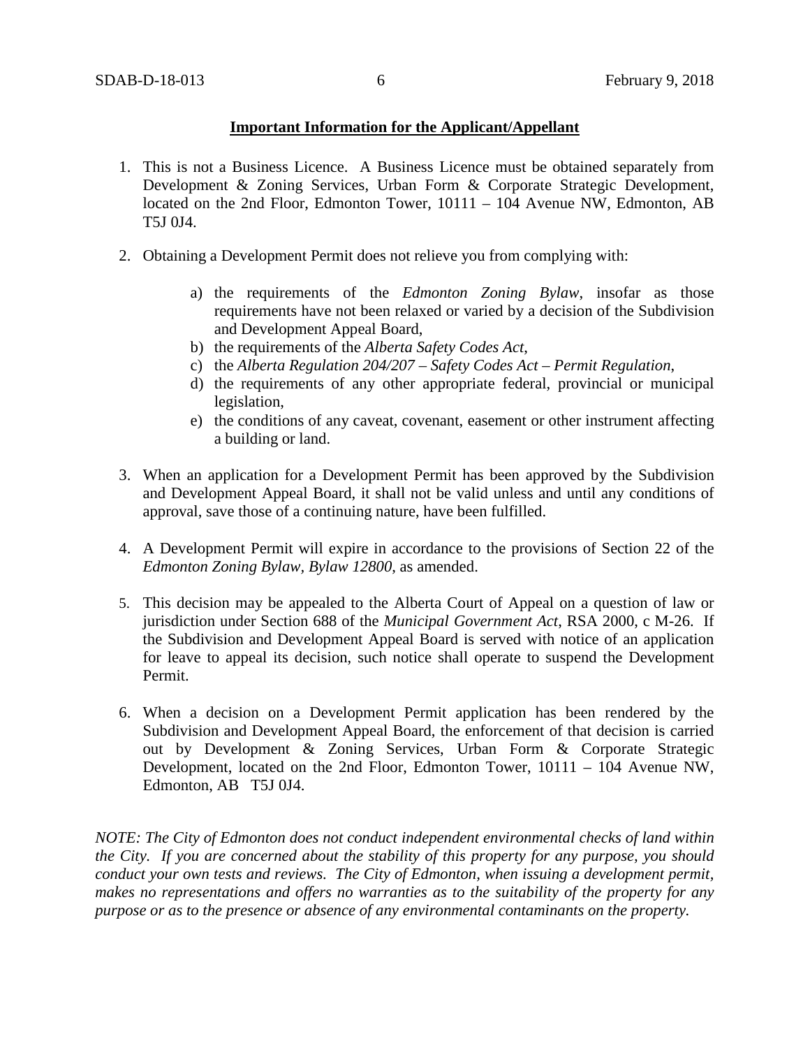**Important Information for the Applicant/Appellant**

1. This is not a Business Licence. A Business Licence must be obtained separately from Development & Zoning Services, Urban Form & Corporate Strategic Development, located on the 2nd Floor, Edmonton Tower, 10111 – 104 Avenue NW, Edmonton, AB T5J 0J4.

2. Obtaining a Development Permit does not relieve you from complying with:

   a) the requirements of the *Edmonton Zoning Bylaw*, insofar as those requirements have not been relaxed or varied by a decision of the Subdivision and Development Appeal Board,
   b) the requirements of the *Alberta Safety Codes Act*,
   c) the *Alberta Regulation 204/207 – Safety Codes Act – Permit Regulation*,
   d) the requirements of any other appropriate federal, provincial or municipal legislation,
   e) the conditions of any caveat, covenant, easement or other instrument affecting a building or land.

3. When an application for a Development Permit has been approved by the Subdivision and Development Appeal Board, it shall not be valid unless and until any conditions of approval, save those of a continuing nature, have been fulfilled.

4. A Development Permit will expire in accordance to the provisions of Section 22 of the *Edmonton Zoning Bylaw, Bylaw 12800*, as amended.

5. This decision may be appealed to the Alberta Court of Appeal on a question of law or jurisdiction under Section 688 of the *Municipal Government Act*, RSA 2000, c M-26. If the Subdivision and Development Appeal Board is served with notice of an application for leave to appeal its decision, such notice shall operate to suspend the Development Permit.

6. When a decision on a Development Permit application has been rendered by the Subdivision and Development Appeal Board, the enforcement of that decision is carried out by Development & Zoning Services, Urban Form & Corporate Strategic Development, located on the 2nd Floor, Edmonton Tower, 10111 – 104 Avenue NW, Edmonton, AB T5J 0J4.

*NOTE: The City of Edmonton does not conduct independent environmental checks of land within the City. If you are concerned about the stability of this property for any purpose, you should conduct your own tests and reviews. The City of Edmonton, when issuing a development permit, makes no representations and offers no warranties as to the suitability of the property for any purpose or as to the presence or absence of any environmental contaminants on the property.*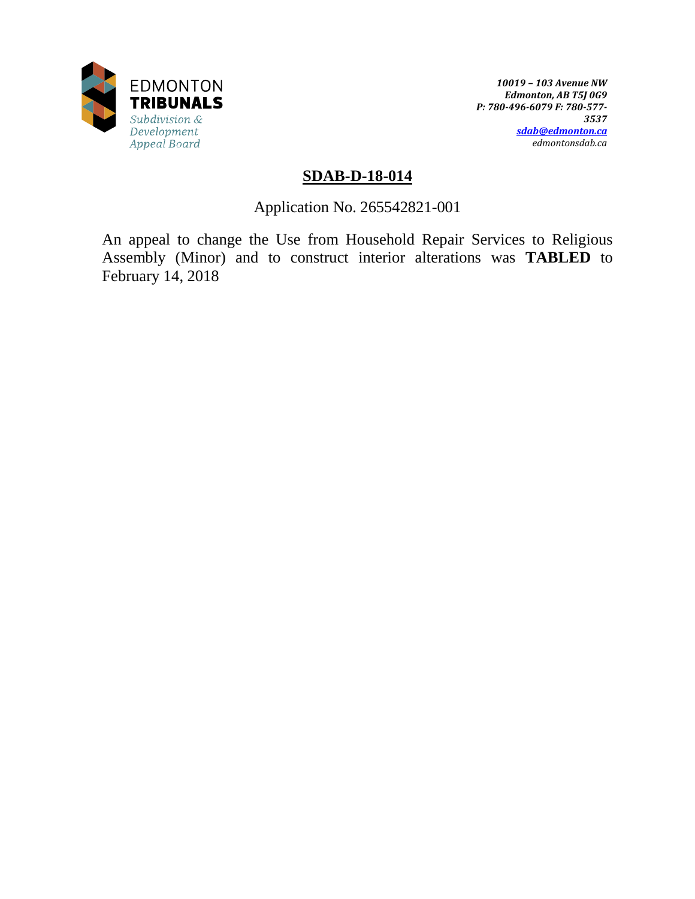EDMONTON
**TRIBUNALS**
*Subdivision & Development Appeal Board*

***10019 – 103 Avenue NW***
***Edmonton, AB T5J 0G9***
***P: 780-496-6079 F: 780-577-3537***
***sdab@edmonton.ca***
*edmontonsdab.ca*

# SDAB-D-18-014

Application No. 265542821-001

An appeal to change the Use from Household Repair Services to Religious Assembly (Minor) and to construct interior alterations was **TABLED** to February 14, 2018